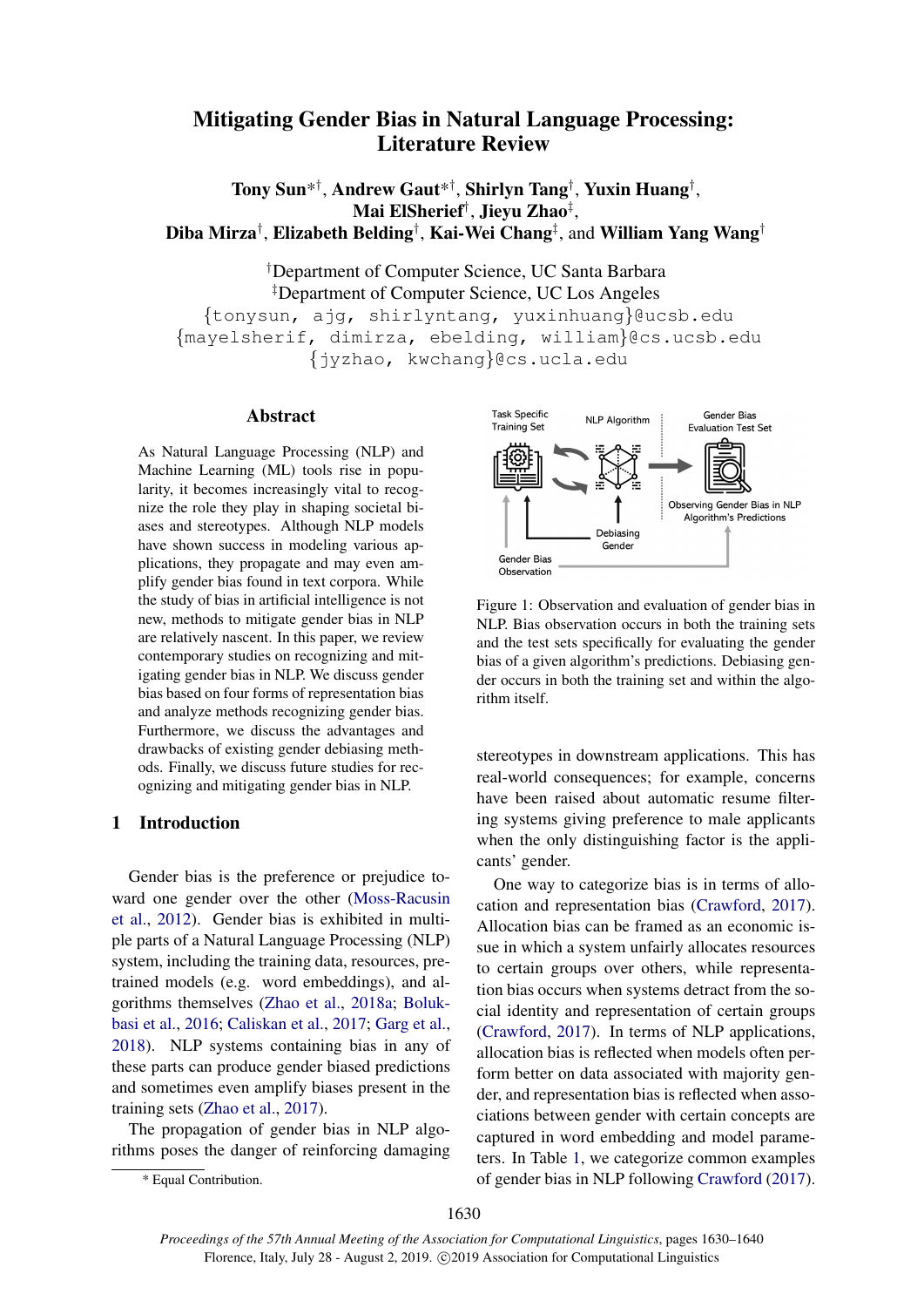# Mitigating Gender Bias in Natural Language Processing: Literature Review

**Tony Sun***[†], **Andrew Gaut***[†], **Shirlyn Tang**[†], **Yuxin Huang**[†], **Mai ElSherief**[†], **Jieyu Zhao**[‡], **Diba Mirza**[†], **Elizabeth Belding**[†], **Kai-Wei Chang**[‡], and **William Yang Wang**[†]

[†]Department of Computer Science, UC Santa Barbara
[‡]Department of Computer Science, UC Los Angeles

{tonysun, ajg, shirlyntang, yuxinhuang}@ucsb.edu
{mayelsherif, dimirza, ebelding, william}@cs.ucsb.edu
{jyzhao, kwchang}@cs.ucla.edu

## Abstract

As Natural Language Processing (NLP) and Machine Learning (ML) tools rise in popularity, it becomes increasingly vital to recognize the role they play in shaping societal biases and stereotypes. Although NLP models have shown success in modeling various applications, they propagate and may even amplify gender bias found in text corpora. While the study of bias in artificial intelligence is not new, methods to mitigate gender bias in NLP are relatively nascent. In this paper, we review contemporary studies on recognizing and mitigating gender bias in NLP. We discuss gender bias based on four forms of representation bias and analyze methods recognizing gender bias. Furthermore, we discuss the advantages and drawbacks of existing gender debiasing methods. Finally, we discuss future studies for recognizing and mitigating gender bias in NLP.

## 1 Introduction

Gender bias is the preference or prejudice toward one gender over the other (Moss-Racusin et al., 2012). Gender bias is exhibited in multiple parts of a Natural Language Processing (NLP) system, including the training data, resources, pretrained models (e.g. word embeddings), and algorithms themselves (Zhao et al., 2018a; Bolukbasi et al., 2016; Caliskan et al., 2017; Garg et al., 2018). NLP systems containing bias in any of these parts can produce gender biased predictions and sometimes even amplify biases present in the training sets (Zhao et al., 2017).

The propagation of gender bias in NLP algorithms poses the danger of reinforcing damaging stereotypes in downstream applications. This has real-world consequences; for example, concerns have been raised about automatic resume filtering systems giving preference to male applicants when the only distinguishing factor is the applicants' gender.

Figure 1: Observation and evaluation of gender bias in NLP. Bias observation occurs in both the training sets and the test sets specifically for evaluating the gender bias of a given algorithm's predictions. Debiasing gender occurs in both the training set and within the algorithm itself.

One way to categorize bias is in terms of allocation and representation bias (Crawford, 2017). Allocation bias can be framed as an economic issue in which a system unfairly allocates resources to certain groups over others, while representation bias occurs when systems detract from the social identity and representation of certain groups (Crawford, 2017). In terms of NLP applications, allocation bias is reflected when models often perform better on data associated with majority gender, and representation bias is reflected when associations between gender with certain concepts are captured in word embedding and model parameters. In Table 1, we categorize common examples of gender bias in NLP following Crawford (2017).

* Equal Contribution.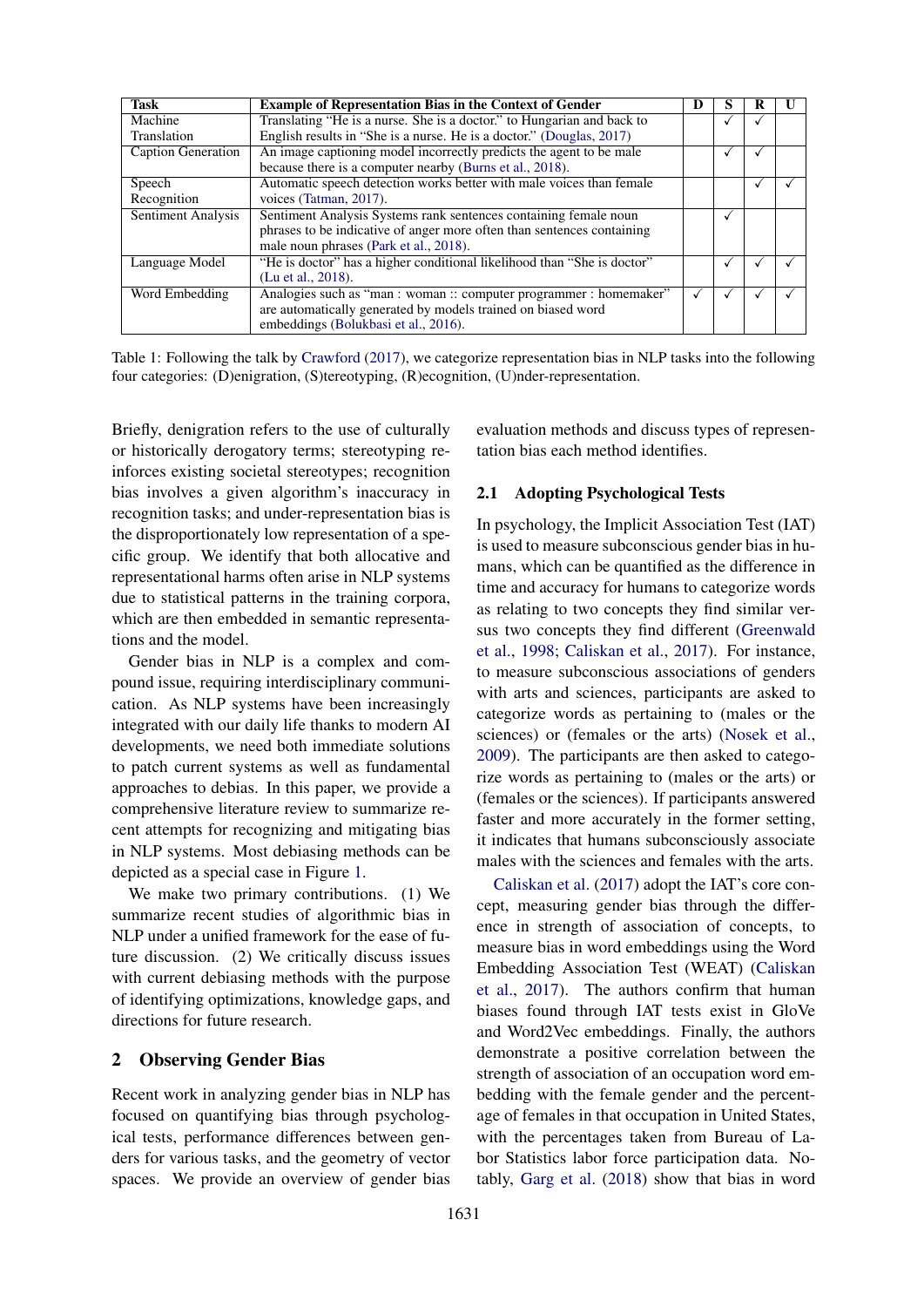| Task | Example of Representation Bias in the Context of Gender | D | S | R | U |
|---|---|---|---|---|---|
| Machine Translation | Translating "He is a nurse. She is a doctor." to Hungarian and back to English results in "She is a nurse. He is a doctor." (Douglas, 2017) | | ✓ | ✓ | |
| Caption Generation | An image captioning model incorrectly predicts the agent to be male because there is a computer nearby (Burns et al., 2018). | | ✓ | ✓ | |
| Speech Recognition | Automatic speech detection works better with male voices than female voices (Tatman, 2017). | | | ✓ | ✓ |
| Sentiment Analysis | Sentiment Analysis Systems rank sentences containing female noun phrases to be indicative of anger more often than sentences containing male noun phrases (Park et al., 2018). | | ✓ | | |
| Language Model | "He is doctor" has a higher conditional likelihood than "She is doctor" (Lu et al., 2018). | | ✓ | ✓ | ✓ |
| Word Embedding | Analogies such as "man : woman :: computer programmer : homemaker" are automatically generated by models trained on biased word embeddings (Bolukbasi et al., 2016). | ✓ | ✓ | ✓ | ✓ |

Table 1: Following the talk by Crawford (2017), we categorize representation bias in NLP tasks into the following four categories: (D)enigration, (S)tereotyping, (R)ecognition, (U)nder-representation.

Briefly, denigration refers to the use of culturally or historically derogatory terms; stereotyping reinforces existing societal stereotypes; recognition bias involves a given algorithm's inaccuracy in recognition tasks; and under-representation bias is the disproportionately low representation of a specific group. We identify that both allocative and representational harms often arise in NLP systems due to statistical patterns in the training corpora, which are then embedded in semantic representations and the model.

Gender bias in NLP is a complex and compound issue, requiring interdisciplinary communication. As NLP systems have been increasingly integrated with our daily life thanks to modern AI developments, we need both immediate solutions to patch current systems as well as fundamental approaches to debias. In this paper, we provide a comprehensive literature review to summarize recent attempts for recognizing and mitigating bias in NLP systems. Most debiasing methods can be depicted as a special case in Figure 1.

We make two primary contributions. (1) We summarize recent studies of algorithmic bias in NLP under a unified framework for the ease of future discussion. (2) We critically discuss issues with current debiasing methods with the purpose of identifying optimizations, knowledge gaps, and directions for future research.

## 2 Observing Gender Bias

Recent work in analyzing gender bias in NLP has focused on quantifying bias through psychological tests, performance differences between genders for various tasks, and the geometry of vector spaces. We provide an overview of gender bias evaluation methods and discuss types of representation bias each method identifies.

### 2.1 Adopting Psychological Tests

In psychology, the Implicit Association Test (IAT) is used to measure subconscious gender bias in humans, which can be quantified as the difference in time and accuracy for humans to categorize words as relating to two concepts they find similar versus two concepts they find different (Greenwald et al., 1998; Caliskan et al., 2017). For instance, to measure subconscious associations of genders with arts and sciences, participants are asked to categorize words as pertaining to (males or the sciences) or (females or the arts) (Nosek et al., 2009). The participants are then asked to categorize words as pertaining to (males or the arts) or (females or the sciences). If participants answered faster and more accurately in the former setting, it indicates that humans subconsciously associate males with the sciences and females with the arts.

Caliskan et al. (2017) adopt the IAT's core concept, measuring gender bias through the difference in strength of association of concepts, to measure bias in word embeddings using the Word Embedding Association Test (WEAT) (Caliskan et al., 2017). The authors confirm that human biases found through IAT tests exist in GloVe and Word2Vec embeddings. Finally, the authors demonstrate a positive correlation between the strength of association of an occupation word embedding with the female gender and the percentage of females in that occupation in United States, with the percentages taken from Bureau of Labor Statistics labor force participation data. Notably, Garg et al. (2018) show that bias in word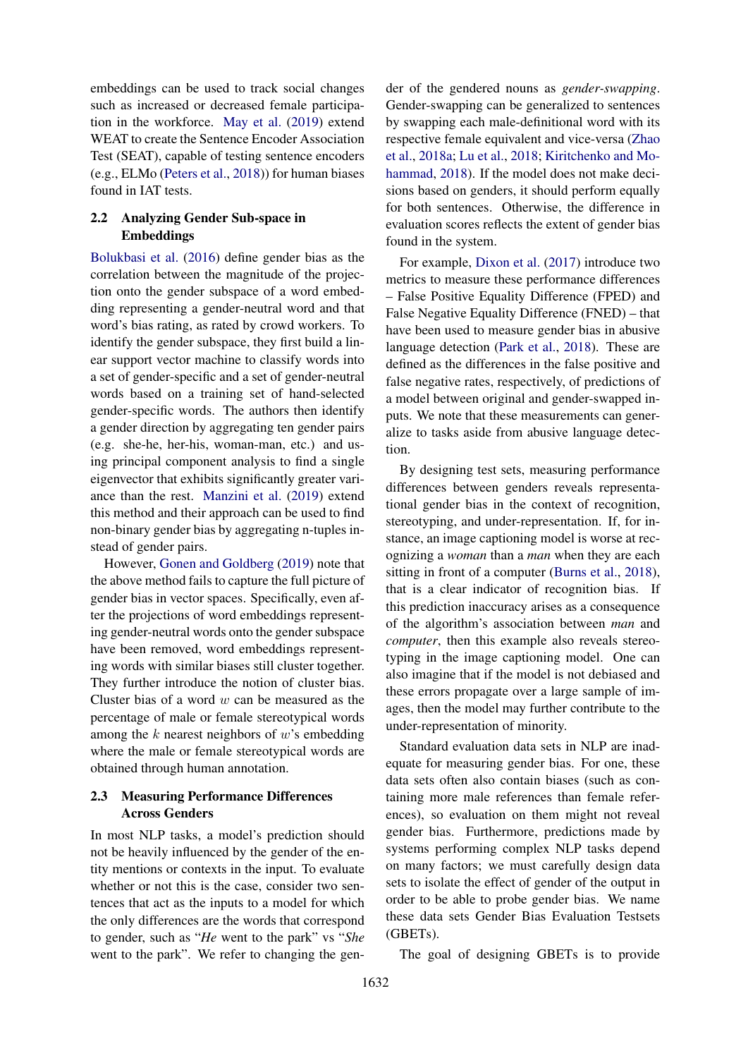embeddings can be used to track social changes such as increased or decreased female participation in the workforce. May et al. (2019) extend WEAT to create the Sentence Encoder Association Test (SEAT), capable of testing sentence encoders (e.g., ELMo (Peters et al., 2018)) for human biases found in IAT tests.

### 2.2 Analyzing Gender Sub-space in Embeddings

Bolukbasi et al. (2016) define gender bias as the correlation between the magnitude of the projection onto the gender subspace of a word embedding representing a gender-neutral word and that word's bias rating, as rated by crowd workers. To identify the gender subspace, they first build a linear support vector machine to classify words into a set of gender-specific and a set of gender-neutral words based on a training set of hand-selected gender-specific words. The authors then identify a gender direction by aggregating ten gender pairs (e.g. she-he, her-his, woman-man, etc.) and using principal component analysis to find a single eigenvector that exhibits significantly greater variance than the rest. Manzini et al. (2019) extend this method and their approach can be used to find non-binary gender bias by aggregating n-tuples instead of gender pairs.

However, Gonen and Goldberg (2019) note that the above method fails to capture the full picture of gender bias in vector spaces. Specifically, even after the projections of word embeddings representing gender-neutral words onto the gender subspace have been removed, word embeddings representing words with similar biases still cluster together. They further introduce the notion of cluster bias. Cluster bias of a word $w$ can be measured as the percentage of male or female stereotypical words among the $k$ nearest neighbors of $w$'s embedding where the male or female stereotypical words are obtained through human annotation.

### 2.3 Measuring Performance Differences Across Genders

In most NLP tasks, a model's prediction should not be heavily influenced by the gender of the entity mentions or contexts in the input. To evaluate whether or not this is the case, consider two sentences that act as the inputs to a model for which the only differences are the words that correspond to gender, such as "*He* went to the park" vs "*She* went to the park". We refer to changing the gender of the gendered nouns as *gender-swapping*. Gender-swapping can be generalized to sentences by swapping each male-definitional word with its respective female equivalent and vice-versa (Zhao et al., 2018a; Lu et al., 2018; Kiritchenko and Mohammad, 2018). If the model does not make decisions based on genders, it should perform equally for both sentences. Otherwise, the difference in evaluation scores reflects the extent of gender bias found in the system.

For example, Dixon et al. (2017) introduce two metrics to measure these performance differences – False Positive Equality Difference (FPED) and False Negative Equality Difference (FNED) – that have been used to measure gender bias in abusive language detection (Park et al., 2018). These are defined as the differences in the false positive and false negative rates, respectively, of predictions of a model between original and gender-swapped inputs. We note that these measurements can generalize to tasks aside from abusive language detection.

By designing test sets, measuring performance differences between genders reveals representational gender bias in the context of recognition, stereotyping, and under-representation. If, for instance, an image captioning model is worse at recognizing a *woman* than a *man* when they are each sitting in front of a computer (Burns et al., 2018), that is a clear indicator of recognition bias. If this prediction inaccuracy arises as a consequence of the algorithm's association between *man* and *computer*, then this example also reveals stereotyping in the image captioning model. One can also imagine that if the model is not debiased and these errors propagate over a large sample of images, then the model may further contribute to the under-representation of minority.

Standard evaluation data sets in NLP are inadequate for measuring gender bias. For one, these data sets often also contain biases (such as containing more male references than female references), so evaluation on them might not reveal gender bias. Furthermore, predictions made by systems performing complex NLP tasks depend on many factors; we must carefully design data sets to isolate the effect of gender of the output in order to be able to probe gender bias. We name these data sets Gender Bias Evaluation Testsets (GBETs).

The goal of designing GBETs is to provide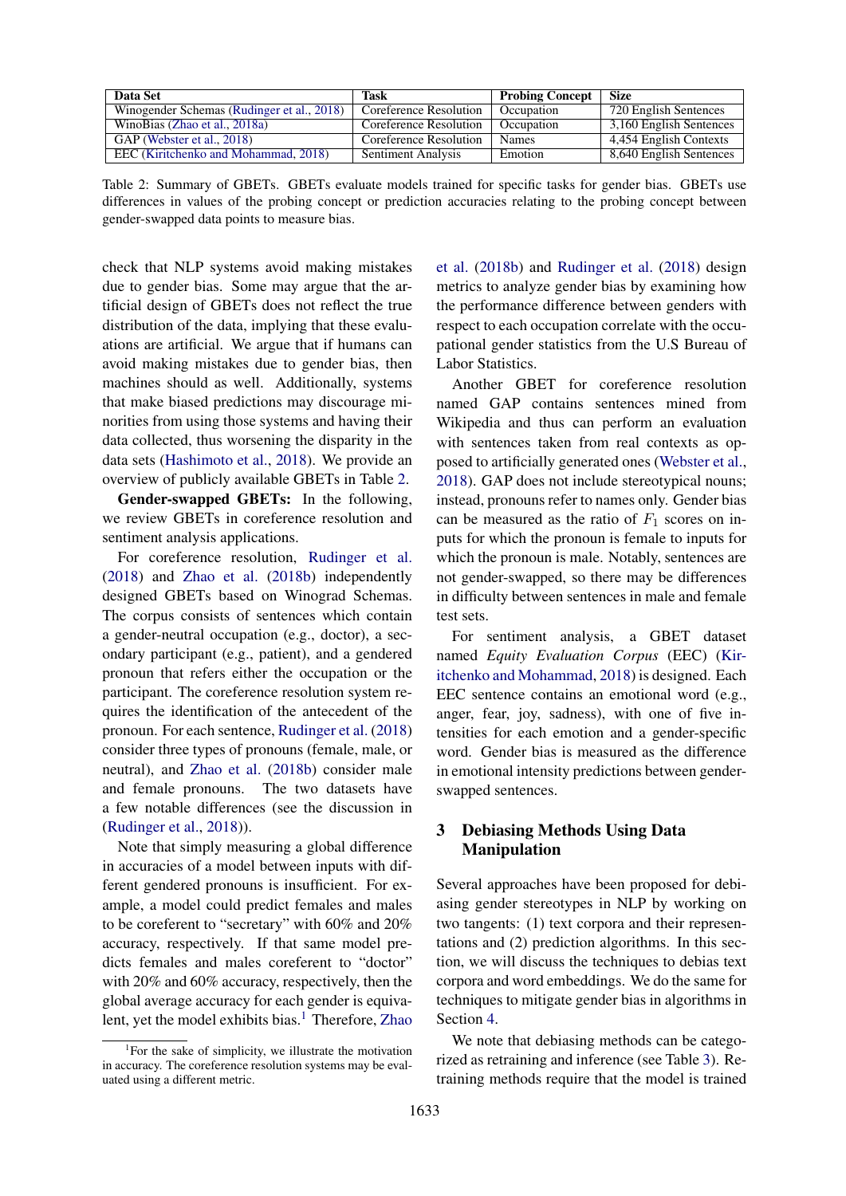| Data Set | Task | Probing Concept | Size |
|---|---|---|---|
| Winogender Schemas (Rudinger et al., 2018) | Coreference Resolution | Occupation | 720 English Sentences |
| WinoBias (Zhao et al., 2018a) | Coreference Resolution | Occupation | 3,160 English Sentences |
| GAP (Webster et al., 2018) | Coreference Resolution | Names | 4,454 English Contexts |
| EEC (Kiritchenko and Mohammad, 2018) | Sentiment Analysis | Emotion | 8,640 English Sentences |

Table 2: Summary of GBETs. GBETs evaluate models trained for specific tasks for gender bias. GBETs use differences in values of the probing concept or prediction accuracies relating to the probing concept between gender-swapped data points to measure bias.

check that NLP systems avoid making mistakes due to gender bias. Some may argue that the artificial design of GBETs does not reflect the true distribution of the data, implying that these evaluations are artificial. We argue that if humans can avoid making mistakes due to gender bias, then machines should as well. Additionally, systems that make biased predictions may discourage minorities from using those systems and having their data collected, thus worsening the disparity in the data sets (Hashimoto et al., 2018). We provide an overview of publicly available GBETs in Table 2.

**Gender-swapped GBETs:** In the following, we review GBETs in coreference resolution and sentiment analysis applications.

For coreference resolution, Rudinger et al. (2018) and Zhao et al. (2018b) independently designed GBETs based on Winograd Schemas. The corpus consists of sentences which contain a gender-neutral occupation (e.g., doctor), a secondary participant (e.g., patient), and a gendered pronoun that refers either the occupation or the participant. The coreference resolution system requires the identification of the antecedent of the pronoun. For each sentence, Rudinger et al. (2018) consider three types of pronouns (female, male, or neutral), and Zhao et al. (2018b) consider male and female pronouns. The two datasets have a few notable differences (see the discussion in (Rudinger et al., 2018)).

Note that simply measuring a global difference in accuracies of a model between inputs with different gendered pronouns is insufficient. For example, a model could predict females and males to be coreferent to "secretary" with 60% and 20% accuracy, respectively. If that same model predicts females and males coreferent to "doctor" with 20% and 60% accuracy, respectively, then the global average accuracy for each gender is equivalent, yet the model exhibits bias.[1] Therefore, Zhao et al. (2018b) and Rudinger et al. (2018) design metrics to analyze gender bias by examining how the performance difference between genders with respect to each occupation correlate with the occupational gender statistics from the U.S Bureau of Labor Statistics.

[1]For the sake of simplicity, we illustrate the motivation in accuracy. The coreference resolution systems may be evaluated using a different metric.

Another GBET for coreference resolution named GAP contains sentences mined from Wikipedia and thus can perform an evaluation with sentences taken from real contexts as opposed to artificially generated ones (Webster et al., 2018). GAP does not include stereotypical nouns; instead, pronouns refer to names only. Gender bias can be measured as the ratio of $F_1$ scores on inputs for which the pronoun is female to inputs for which the pronoun is male. Notably, sentences are not gender-swapped, so there may be differences in difficulty between sentences in male and female test sets.

For sentiment analysis, a GBET dataset named *Equity Evaluation Corpus* (EEC) (Kiritchenko and Mohammad, 2018) is designed. Each EEC sentence contains an emotional word (e.g., anger, fear, joy, sadness), with one of five intensities for each emotion and a gender-specific word. Gender bias is measured as the difference in emotional intensity predictions between gender-swapped sentences.

## 3 Debiasing Methods Using Data Manipulation

Several approaches have been proposed for debiasing gender stereotypes in NLP by working on two tangents: (1) text corpora and their representations and (2) prediction algorithms. In this section, we will discuss the techniques to debias text corpora and word embeddings. We do the same for techniques to mitigate gender bias in algorithms in Section 4.

We note that debiasing methods can be categorized as retraining and inference (see Table 3). Retraining methods require that the model is trained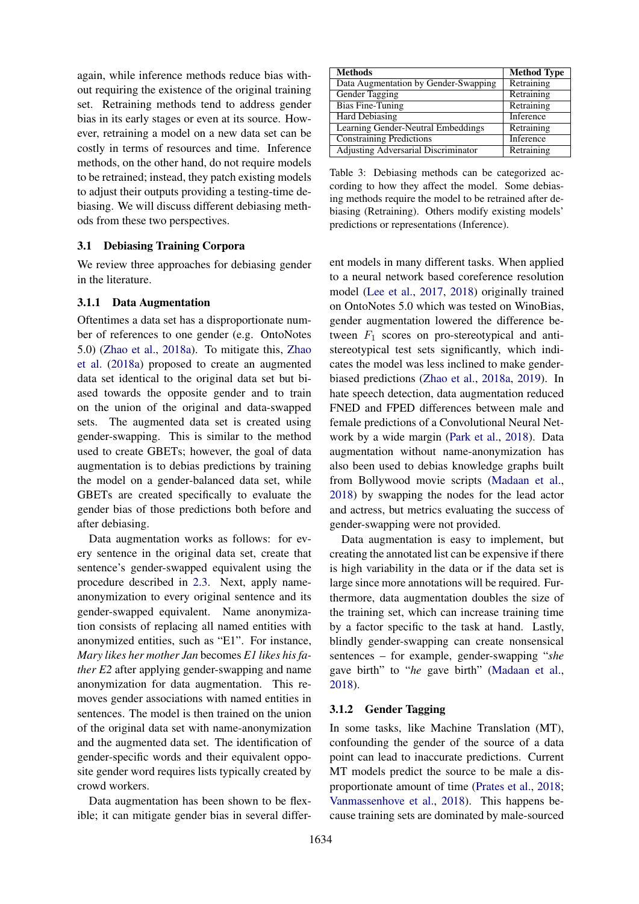again, while inference methods reduce bias without requiring the existence of the original training set. Retraining methods tend to address gender bias in its early stages or even at its source. However, retraining a model on a new data set can be costly in terms of resources and time. Inference methods, on the other hand, do not require models to be retrained; instead, they patch existing models to adjust their outputs providing a testing-time debiasing. We will discuss different debiasing methods from these two perspectives.

| Methods | Method Type |
|---|---|
| Data Augmentation by Gender-Swapping | Retraining |
| Gender Tagging | Retraining |
| Bias Fine-Tuning | Retraining |
| Hard Debiasing | Inference |
| Learning Gender-Neutral Embeddings | Retraining |
| Constraining Predictions | Inference |
| Adjusting Adversarial Discriminator | Retraining |

Table 3: Debiasing methods can be categorized according to how they affect the model. Some debiasing methods require the model to be retrained after debiasing (Retraining). Others modify existing models' predictions or representations (Inference).

## 3.1 Debiasing Training Corpora

We review three approaches for debiasing gender in the literature.

### 3.1.1 Data Augmentation

Oftentimes a data set has a disproportionate number of references to one gender (e.g. OntoNotes 5.0) (Zhao et al., 2018a). To mitigate this, Zhao et al. (2018a) proposed to create an augmented data set identical to the original data set but biased towards the opposite gender and to train on the union of the original and data-swapped sets. The augmented data set is created using gender-swapping. This is similar to the method used to create GBETs; however, the goal of data augmentation is to debias predictions by training the model on a gender-balanced data set, while GBETs are created specifically to evaluate the gender bias of those predictions both before and after debiasing.

Data augmentation works as follows: for every sentence in the original data set, create that sentence's gender-swapped equivalent using the procedure described in 2.3. Next, apply name-anonymization to every original sentence and its gender-swapped equivalent. Name anonymization consists of replacing all named entities with anonymized entities, such as "E1". For instance, *Mary likes her mother Jan* becomes *E1 likes his father E2* after applying gender-swapping and name anonymization for data augmentation. This removes gender associations with named entities in sentences. The model is then trained on the union of the original data set with name-anonymization and the augmented data set. The identification of gender-specific words and their equivalent opposite gender word requires lists typically created by crowd workers.

Data augmentation has been shown to be flexible; it can mitigate gender bias in several different models in many different tasks. When applied to a neural network based coreference resolution model (Lee et al., 2017, 2018) originally trained on OntoNotes 5.0 which was tested on WinoBias, gender augmentation lowered the difference between $F_1$ scores on pro-stereotypical and anti-stereotypical test sets significantly, which indicates the model was less inclined to make gender-biased predictions (Zhao et al., 2018a, 2019). In hate speech detection, data augmentation reduced FNED and FPED differences between male and female predictions of a Convolutional Neural Network by a wide margin (Park et al., 2018). Data augmentation without name-anonymization has also been used to debias knowledge graphs built from Bollywood movie scripts (Madaan et al., 2018) by swapping the nodes for the lead actor and actress, but metrics evaluating the success of gender-swapping were not provided.

Data augmentation is easy to implement, but creating the annotated list can be expensive if there is high variability in the data or if the data set is large since more annotations will be required. Furthermore, data augmentation doubles the size of the training set, which can increase training time by a factor specific to the task at hand. Lastly, blindly gender-swapping can create nonsensical sentences – for example, gender-swapping "*she* gave birth" to "*he* gave birth" (Madaan et al., 2018).

### 3.1.2 Gender Tagging

In some tasks, like Machine Translation (MT), confounding the gender of the source of a data point can lead to inaccurate predictions. Current MT models predict the source to be male a disproportionate amount of time (Prates et al., 2018; Vanmassenhove et al., 2018). This happens because training sets are dominated by male-sourced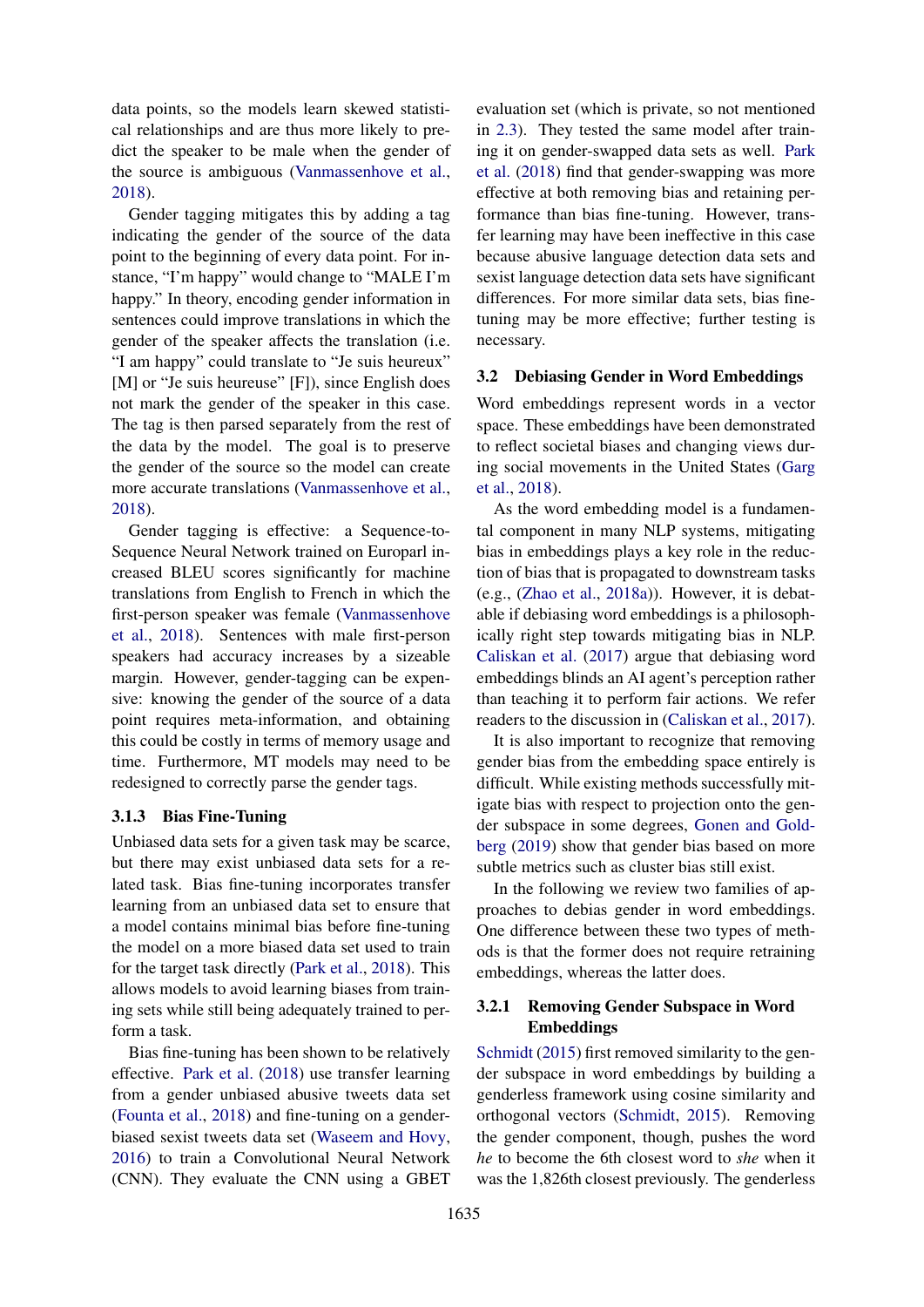data points, so the models learn skewed statistical relationships and are thus more likely to predict the speaker to be male when the gender of the source is ambiguous (Vanmassenhove et al., 2018).

Gender tagging mitigates this by adding a tag indicating the gender of the source of the data point to the beginning of every data point. For instance, "I'm happy" would change to "MALE I'm happy." In theory, encoding gender information in sentences could improve translations in which the gender of the speaker affects the translation (i.e. "I am happy" could translate to "Je suis heureux" [M] or "Je suis heureuse" [F]), since English does not mark the gender of the speaker in this case. The tag is then parsed separately from the rest of the data by the model. The goal is to preserve the gender of the source so the model can create more accurate translations (Vanmassenhove et al., 2018).

Gender tagging is effective: a Sequence-to-Sequence Neural Network trained on Europarl increased BLEU scores significantly for machine translations from English to French in which the first-person speaker was female (Vanmassenhove et al., 2018). Sentences with male first-person speakers had accuracy increases by a sizeable margin. However, gender-tagging can be expensive: knowing the gender of the source of a data point requires meta-information, and obtaining this could be costly in terms of memory usage and time. Furthermore, MT models may need to be redesigned to correctly parse the gender tags.

#### 3.1.3 Bias Fine-Tuning

Unbiased data sets for a given task may be scarce, but there may exist unbiased data sets for a related task. Bias fine-tuning incorporates transfer learning from an unbiased data set to ensure that a model contains minimal bias before fine-tuning the model on a more biased data set used to train for the target task directly (Park et al., 2018). This allows models to avoid learning biases from training sets while still being adequately trained to perform a task.

Bias fine-tuning has been shown to be relatively effective. Park et al. (2018) use transfer learning from a gender unbiased abusive tweets data set (Founta et al., 2018) and fine-tuning on a gender-biased sexist tweets data set (Waseem and Hovy, 2016) to train a Convolutional Neural Network (CNN). They evaluate the CNN using a GBET evaluation set (which is private, so not mentioned in 2.3). They tested the same model after training it on gender-swapped data sets as well. Park et al. (2018) find that gender-swapping was more effective at both removing bias and retaining performance than bias fine-tuning. However, transfer learning may have been ineffective in this case because abusive language detection data sets and sexist language detection data sets have significant differences. For more similar data sets, bias fine-tuning may be more effective; further testing is necessary.

### 3.2 Debiasing Gender in Word Embeddings

Word embeddings represent words in a vector space. These embeddings have been demonstrated to reflect societal biases and changing views during social movements in the United States (Garg et al., 2018).

As the word embedding model is a fundamental component in many NLP systems, mitigating bias in embeddings plays a key role in the reduction of bias that is propagated to downstream tasks (e.g., (Zhao et al., 2018a)). However, it is debatable if debiasing word embeddings is a philosophically right step towards mitigating bias in NLP. Caliskan et al. (2017) argue that debiasing word embeddings blinds an AI agent's perception rather than teaching it to perform fair actions. We refer readers to the discussion in (Caliskan et al., 2017).

It is also important to recognize that removing gender bias from the embedding space entirely is difficult. While existing methods successfully mitigate bias with respect to projection onto the gender subspace in some degrees, Gonen and Goldberg (2019) show that gender bias based on more subtle metrics such as cluster bias still exist.

In the following we review two families of approaches to debias gender in word embeddings. One difference between these two types of methods is that the former does not require retraining embeddings, whereas the latter does.

#### 3.2.1 Removing Gender Subspace in Word Embeddings

Schmidt (2015) first removed similarity to the gender subspace in word embeddings by building a genderless framework using cosine similarity and orthogonal vectors (Schmidt, 2015). Removing the gender component, though, pushes the word *he* to become the 6th closest word to *she* when it was the 1,826th closest previously. The genderless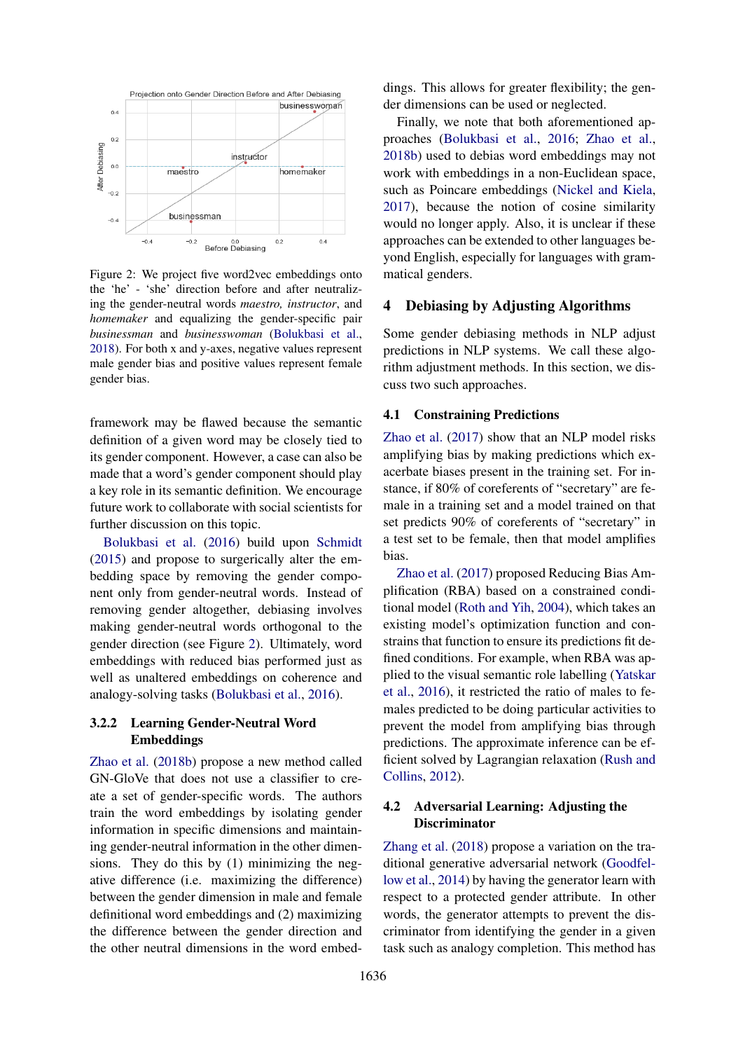Figure 2: We project five word2vec embeddings onto the 'he' - 'she' direction before and after neutralizing the gender-neutral words *maestro, instructor*, and *homemaker* and equalizing the gender-specific pair *businessman* and *businesswoman* (Bolukbasi et al., 2018). For both x and y-axes, negative values represent male gender bias and positive values represent female gender bias.

framework may be flawed because the semantic definition of a given word may be closely tied to its gender component. However, a case can also be made that a word's gender component should play a key role in its semantic definition. We encourage future work to collaborate with social scientists for further discussion on this topic.

Bolukbasi et al. (2016) build upon Schmidt (2015) and propose to surgically alter the embedding space by removing the gender component only from gender-neutral words. Instead of removing gender altogether, debiasing involves making gender-neutral words orthogonal to the gender direction (see Figure 2). Ultimately, word embeddings with reduced bias performed just as well as unaltered embeddings on coherence and analogy-solving tasks (Bolukbasi et al., 2016).

#### 3.2.2 Learning Gender-Neutral Word Embeddings

Zhao et al. (2018b) propose a new method called GN-GloVe that does not use a classifier to create a set of gender-specific words. The authors train the word embeddings by isolating gender information in specific dimensions and maintaining gender-neutral information in the other dimensions. They do this by (1) minimizing the negative difference (i.e. maximizing the difference) between the gender dimension in male and female definitional word embeddings and (2) maximizing the difference between the gender direction and the other neutral dimensions in the word embeddings. This allows for greater flexibility; the gender dimensions can be used or neglected.

Finally, we note that both aforementioned approaches (Bolukbasi et al., 2016; Zhao et al., 2018b) used to debias word embeddings may not work with embeddings in a non-Euclidean space, such as Poincare embeddings (Nickel and Kiela, 2017), because the notion of cosine similarity would no longer apply. Also, it is unclear if these approaches can be extended to other languages beyond English, especially for languages with grammatical genders.

## 4 Debiasing by Adjusting Algorithms

Some gender debiasing methods in NLP adjust predictions in NLP systems. We call these algorithm adjustment methods. In this section, we discuss two such approaches.

### 4.1 Constraining Predictions

Zhao et al. (2017) show that an NLP model risks amplifying bias by making predictions which exacerbate biases present in the training set. For instance, if 80% of coreferents of "secretary" are female in a training set and a model trained on that set predicts 90% of coreferents of "secretary" in a test set to be female, then that model amplifies bias.

Zhao et al. (2017) proposed Reducing Bias Amplification (RBA) based on a constrained conditional model (Roth and Yih, 2004), which takes an existing model's optimization function and constrains that function to ensure its predictions fit defined conditions. For example, when RBA was applied to the visual semantic role labelling (Yatskar et al., 2016), it restricted the ratio of males to females predicted to be doing particular activities to prevent the model from amplifying bias through predictions. The approximate inference can be efficient solved by Lagrangian relaxation (Rush and Collins, 2012).

### 4.2 Adversarial Learning: Adjusting the Discriminator

Zhang et al. (2018) propose a variation on the traditional generative adversarial network (Goodfellow et al., 2014) by having the generator learn with respect to a protected gender attribute. In other words, the generator attempts to prevent the discriminator from identifying the gender in a given task such as analogy completion. This method has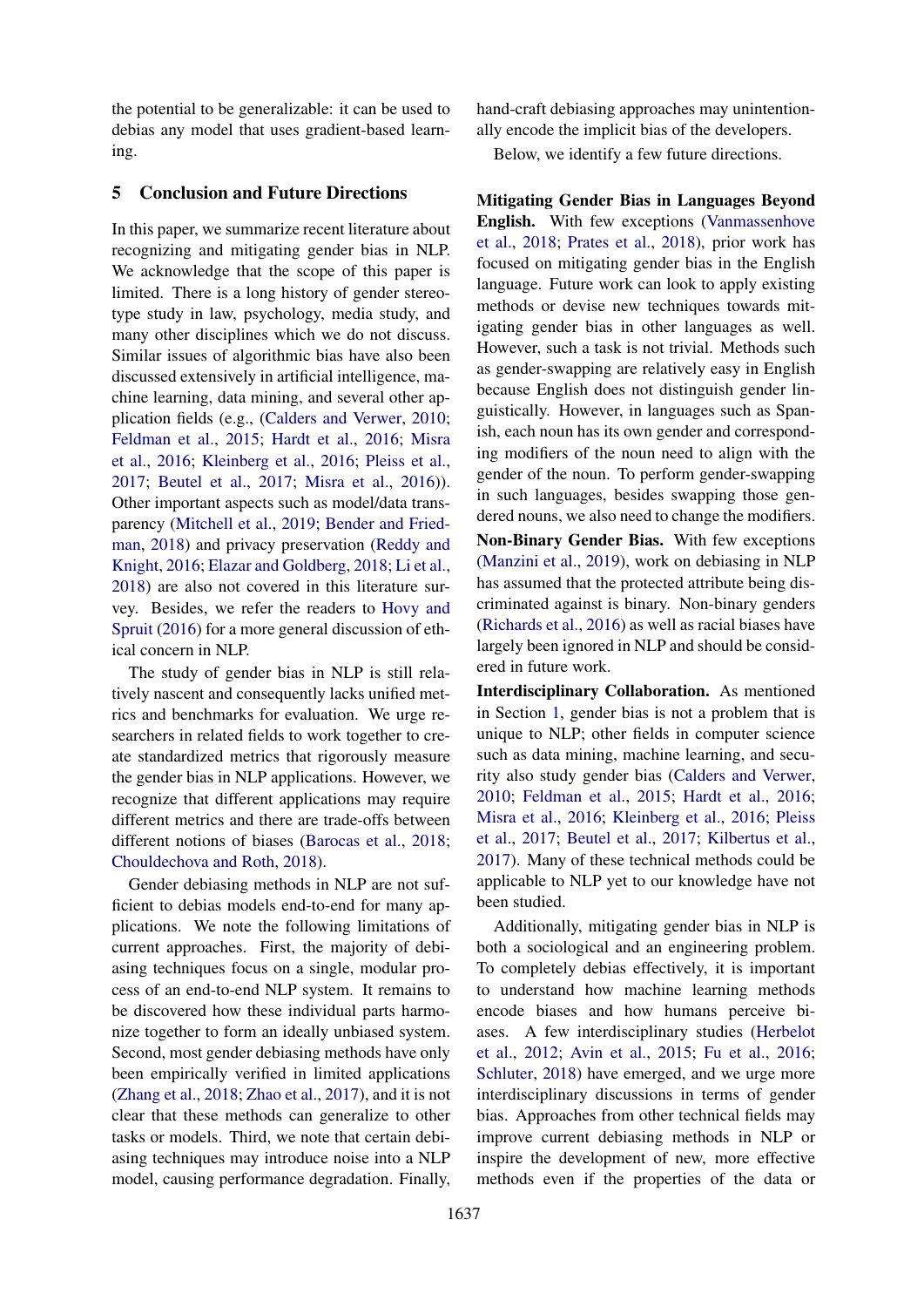the potential to be generalizable: it can be used to debias any model that uses gradient-based learning.

## 5 Conclusion and Future Directions

In this paper, we summarize recent literature about recognizing and mitigating gender bias in NLP. We acknowledge that the scope of this paper is limited. There is a long history of gender stereotype study in law, psychology, media study, and many other disciplines which we do not discuss. Similar issues of algorithmic bias have also been discussed extensively in artificial intelligence, machine learning, data mining, and several other application fields (e.g., (Calders and Verwer, 2010; Feldman et al., 2015; Hardt et al., 2016; Misra et al., 2016; Kleinberg et al., 2016; Pleiss et al., 2017; Beutel et al., 2017; Misra et al., 2016)). Other important aspects such as model/data transparency (Mitchell et al., 2019; Bender and Friedman, 2018) and privacy preservation (Reddy and Knight, 2016; Elazar and Goldberg, 2018; Li et al., 2018) are also not covered in this literature survey. Besides, we refer the readers to Hovy and Spruit (2016) for a more general discussion of ethical concern in NLP.

The study of gender bias in NLP is still relatively nascent and consequently lacks unified metrics and benchmarks for evaluation. We urge researchers in related fields to work together to create standardized metrics that rigorously measure the gender bias in NLP applications. However, we recognize that different applications may require different metrics and there are trade-offs between different notions of biases (Barocas et al., 2018; Chouldechova and Roth, 2018).

Gender debiasing methods in NLP are not sufficient to debias models end-to-end for many applications. We note the following limitations of current approaches. First, the majority of debiasing techniques focus on a single, modular process of an end-to-end NLP system. It remains to be discovered how these individual parts harmonize together to form an ideally unbiased system. Second, most gender debiasing methods have only been empirically verified in limited applications (Zhang et al., 2018; Zhao et al., 2017), and it is not clear that these methods can generalize to other tasks or models. Third, we note that certain debiasing techniques may introduce noise into a NLP model, causing performance degradation. Finally, hand-craft debiasing approaches may unintentionally encode the implicit bias of the developers.

Below, we identify a few future directions.

**Mitigating Gender Bias in Languages Beyond English.** With few exceptions (Vanmassenhove et al., 2018; Prates et al., 2018), prior work has focused on mitigating gender bias in the English language. Future work can look to apply existing methods or devise new techniques towards mitigating gender bias in other languages as well. However, such a task is not trivial. Methods such as gender-swapping are relatively easy in English because English does not distinguish gender linguistically. However, in languages such as Spanish, each noun has its own gender and corresponding modifiers of the noun need to align with the gender of the noun. To perform gender-swapping in such languages, besides swapping those gendered nouns, we also need to change the modifiers.

**Non-Binary Gender Bias.** With few exceptions (Manzini et al., 2019), work on debiasing in NLP has assumed that the protected attribute being discriminated against is binary. Non-binary genders (Richards et al., 2016) as well as racial biases have largely been ignored in NLP and should be considered in future work.

**Interdisciplinary Collaboration.** As mentioned in Section 1, gender bias is not a problem that is unique to NLP; other fields in computer science such as data mining, machine learning, and security also study gender bias (Calders and Verwer, 2010; Feldman et al., 2015; Hardt et al., 2016; Misra et al., 2016; Kleinberg et al., 2016; Pleiss et al., 2017; Beutel et al., 2017; Kilbertus et al., 2017). Many of these technical methods could be applicable to NLP yet to our knowledge have not been studied.

Additionally, mitigating gender bias in NLP is both a sociological and an engineering problem. To completely debias effectively, it is important to understand how machine learning methods encode biases and how humans perceive biases. A few interdisciplinary studies (Herbelot et al., 2012; Avin et al., 2015; Fu et al., 2016; Schluter, 2018) have emerged, and we urge more interdisciplinary discussions in terms of gender bias. Approaches from other technical fields may improve current debiasing methods in NLP or inspire the development of new, more effective methods even if the properties of the data or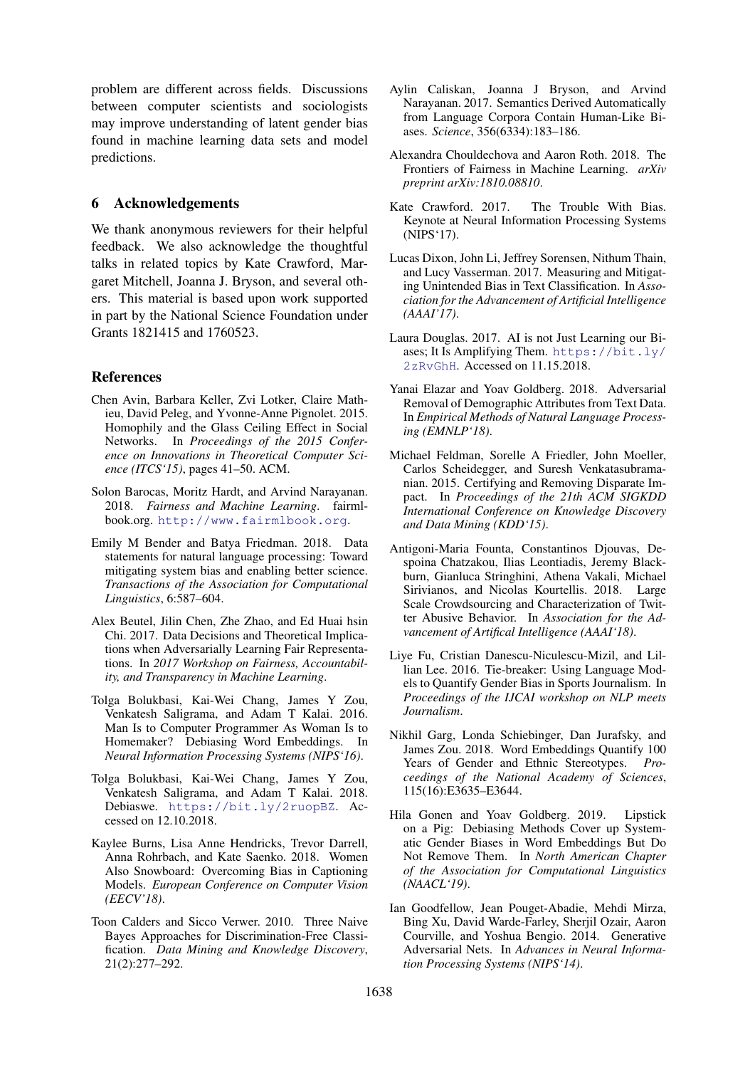problem are different across fields. Discussions between computer scientists and sociologists may improve understanding of latent gender bias found in machine learning data sets and model predictions.

## 6 Acknowledgements

We thank anonymous reviewers for their helpful feedback. We also acknowledge the thoughtful talks in related topics by Kate Crawford, Margaret Mitchell, Joanna J. Bryson, and several others. This material is based upon work supported in part by the National Science Foundation under Grants 1821415 and 1760523.

## References

Chen Avin, Barbara Keller, Zvi Lotker, Claire Mathieu, David Peleg, and Yvonne-Anne Pignolet. 2015. Homophily and the Glass Ceiling Effect in Social Networks. In *Proceedings of the 2015 Conference on Innovations in Theoretical Computer Science (ITCS'15)*, pages 41–50. ACM.

Solon Barocas, Moritz Hardt, and Arvind Narayanan. 2018. *Fairness and Machine Learning*. fairmlbook.org. http://www.fairmlbook.org.

Emily M Bender and Batya Friedman. 2018. Data statements for natural language processing: Toward mitigating system bias and enabling better science. *Transactions of the Association for Computational Linguistics*, 6:587–604.

Alex Beutel, Jilin Chen, Zhe Zhao, and Ed Huai hsin Chi. 2017. Data Decisions and Theoretical Implications when Adversarially Learning Fair Representations. In *2017 Workshop on Fairness, Accountability, and Transparency in Machine Learning*.

Tolga Bolukbasi, Kai-Wei Chang, James Y Zou, Venkatesh Saligrama, and Adam T Kalai. 2016. Man Is to Computer Programmer As Woman Is to Homemaker? Debiasing Word Embeddings. In *Neural Information Processing Systems (NIPS'16)*.

Tolga Bolukbasi, Kai-Wei Chang, James Y Zou, Venkatesh Saligrama, and Adam T Kalai. 2018. Debiaswe. https://bit.ly/2ruopBZ. Accessed on 12.10.2018.

Kaylee Burns, Lisa Anne Hendricks, Trevor Darrell, Anna Rohrbach, and Kate Saenko. 2018. Women Also Snowboard: Overcoming Bias in Captioning Models. *European Conference on Computer Vision (EECV'18)*.

Toon Calders and Sicco Verwer. 2010. Three Naive Bayes Approaches for Discrimination-Free Classification. *Data Mining and Knowledge Discovery*, 21(2):277–292.

Aylin Caliskan, Joanna J Bryson, and Arvind Narayanan. 2017. Semantics Derived Automatically from Language Corpora Contain Human-Like Biases. *Science*, 356(6334):183–186.

Alexandra Chouldechova and Aaron Roth. 2018. The Frontiers of Fairness in Machine Learning. *arXiv preprint arXiv:1810.08810*.

Kate Crawford. 2017. The Trouble With Bias. Keynote at Neural Information Processing Systems (NIPS'17).

Lucas Dixon, John Li, Jeffrey Sorensen, Nithum Thain, and Lucy Vasserman. 2017. Measuring and Mitigating Unintended Bias in Text Classification. In *Association for the Advancement of Artificial Intelligence (AAAI'17)*.

Laura Douglas. 2017. AI is not Just Learning our Biases; It Is Amplifying Them. https://bit.ly/2zRvGhH. Accessed on 11.15.2018.

Yanai Elazar and Yoav Goldberg. 2018. Adversarial Removal of Demographic Attributes from Text Data. In *Empirical Methods of Natural Language Processing (EMNLP'18)*.

Michael Feldman, Sorelle A Friedler, John Moeller, Carlos Scheidegger, and Suresh Venkatasubramanian. 2015. Certifying and Removing Disparate Impact. In *Proceedings of the 21th ACM SIGKDD International Conference on Knowledge Discovery and Data Mining (KDD'15)*.

Antigoni-Maria Founta, Constantinos Djouvas, Despoina Chatzakou, Ilias Leontiadis, Jeremy Blackburn, Gianluca Stringhini, Athena Vakali, Michael Sirivianos, and Nicolas Kourtellis. 2018. Large Scale Crowdsourcing and Characterization of Twitter Abusive Behavior. In *Association for the Advancement of Artifical Intelligence (AAAI'18)*.

Liye Fu, Cristian Danescu-Niculescu-Mizil, and Lillian Lee. 2016. Tie-breaker: Using Language Models to Quantify Gender Bias in Sports Journalism. In *Proceedings of the IJCAI workshop on NLP meets Journalism*.

Nikhil Garg, Londa Schiebinger, Dan Jurafsky, and James Zou. 2018. Word Embeddings Quantify 100 Years of Gender and Ethnic Stereotypes. *Proceedings of the National Academy of Sciences*, 115(16):E3635–E3644.

Hila Gonen and Yoav Goldberg. 2019. Lipstick on a Pig: Debiasing Methods Cover up Systematic Gender Biases in Word Embeddings But Do Not Remove Them. In *North American Chapter of the Association for Computational Linguistics (NAACL'19)*.

Ian Goodfellow, Jean Pouget-Abadie, Mehdi Mirza, Bing Xu, David Warde-Farley, Sherjil Ozair, Aaron Courville, and Yoshua Bengio. 2014. Generative Adversarial Nets. In *Advances in Neural Information Processing Systems (NIPS'14)*.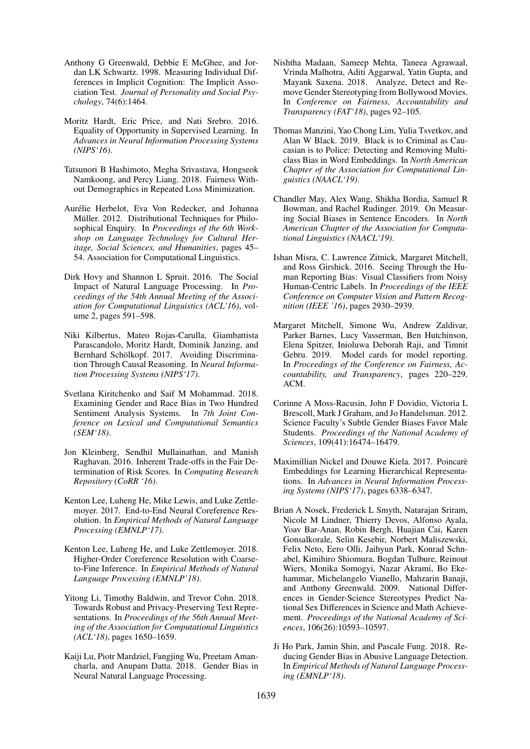Anthony G Greenwald, Debbie E McGhee, and Jordan LK Schwartz. 1998. Measuring Individual Differences in Implicit Cognition: The Implicit Association Test. *Journal of Personality and Social Psychology*, 74(6):1464.

Moritz Hardt, Eric Price, and Nati Srebro. 2016. Equality of Opportunity in Supervised Learning. In *Advances in Neural Information Processing Systems (NIPS'16)*.

Tatsunori B Hashimoto, Megha Srivastava, Hongseok Namkoong, and Percy Liang. 2018. Fairness Without Demographics in Repeated Loss Minimization.

Aurélie Herbelot, Eva Von Redecker, and Johanna Müller. 2012. Distributional Techniques for Philosophical Enquiry. In *Proceedings of the 6th Workshop on Language Technology for Cultural Heritage, Social Sciences, and Humanities*, pages 45–54. Association for Computational Linguistics.

Dirk Hovy and Shannon L Spruit. 2016. The Social Impact of Natural Language Processing. In *Proceedings of the 54th Annual Meeting of the Association for Computational Linguistics (ACL'16)*, volume 2, pages 591–598.

Niki Kilbertus, Mateo Rojas-Carulla, Giambattista Parascandolo, Moritz Hardt, Dominik Janzing, and Bernhard Schölkopf. 2017. Avoiding Discrimination Through Causal Reasoning. In *Neural Information Processing Systems (NIPS'17)*.

Svetlana Kiritchenko and Saif M Mohammad. 2018. Examining Gender and Race Bias in Two Hundred Sentiment Analysis Systems. In *7th Joint Conference on Lexical and Computational Semantics (SEM'18)*.

Jon Kleinberg, Sendhil Mullainathan, and Manish Raghavan. 2016. Inherent Trade-offs in the Fair Determination of Risk Scores. In *Computing Research Repository (CoRR '16)*.

Kenton Lee, Luheng He, Mike Lewis, and Luke Zettlemoyer. 2017. End-to-End Neural Coreference Resolution. In *Empirical Methods of Natural Language Processing (EMNLP'17)*.

Kenton Lee, Luheng He, and Luke Zettlemoyer. 2018. Higher-Order Coreference Resolution with Coarse-to-Fine Inference. In *Empirical Methods of Natural Language Processing (EMNLP'18)*.

Yitong Li, Timothy Baldwin, and Trevor Cohn. 2018. Towards Robust and Privacy-Preserving Text Representations. In *Proceedings of the 56th Annual Meeting of the Association for Computational Linguistics (ACL'18)*, pages 1650–1659.

Kaiji Lu, Piotr Mardziel, Fangjing Wu, Preetam Amancharla, and Anupam Datta. 2018. Gender Bias in Neural Natural Language Processing.

Nishtha Madaan, Sameep Mehta, Taneea Agrawaal, Vrinda Malhotra, Aditi Aggarwal, Yatin Gupta, and Mayank Saxena. 2018. Analyze, Detect and Remove Gender Stereotyping from Bollywood Movies. In *Conference on Fairness, Accountability and Transparency (FAT'18)*, pages 92–105.

Thomas Manzini, Yao Chong Lim, Yulia Tsvetkov, and Alan W Black. 2019. Black is to Criminal as Caucasian is to Police: Detecting and Removing Multiclass Bias in Word Embeddings. In *North American Chapter of the Association for Computational Linguistics (NAACL'19)*.

Chandler May, Alex Wang, Shikha Bordia, Samuel R Bowman, and Rachel Rudinger. 2019. On Measuring Social Biases in Sentence Encoders. In *North American Chapter of the Association for Computational Linguistics (NAACL'19)*.

Ishan Misra, C. Lawrence Zitnick, Margaret Mitchell, and Ross Girshick. 2016. Seeing Through the Human Reporting Bias: Visual Classifiers from Noisy Human-Centric Labels. In *Proceedings of the IEEE Conference on Computer Vision and Pattern Recognition (IEEE '16)*, pages 2930–2939.

Margaret Mitchell, Simone Wu, Andrew Zaldivar, Parker Barnes, Lucy Vasserman, Ben Hutchinson, Elena Spitzer, Inioluwa Deborah Raji, and Timnit Gebru. 2019. Model cards for model reporting. In *Proceedings of the Conference on Fairness, Accountability, and Transparency*, pages 220–229. ACM.

Corinne A Moss-Racusin, John F Dovidio, Victoria L Brescoll, Mark J Graham, and Jo Handelsman. 2012. Science Faculty's Subtle Gender Biases Favor Male Students. *Proceedings of the National Academy of Sciences*, 109(41):16474–16479.

Maximillian Nickel and Douwe Kiela. 2017. Poincarè Embeddings for Learning Hierarchical Representations. In *Advances in Neural Information Processing Systems (NIPS'17)*, pages 6338–6347.

Brian A Nosek, Frederick L Smyth, Natarajan Sriram, Nicole M Lindner, Thierry Devos, Alfonso Ayala, Yoav Bar-Anan, Robin Bergh, Huajian Cai, Karen Gonsalkorale, Selin Kesebir, Norbert Maliszewski, Felix Neto, Eero Olli, Jaihyun Park, Konrad Schnabel, Kimihiro Shiomura, Bogdan Tulbure, Reinout Wiers, Monika Somogyi, Nazar Akrami, Bo Ekehammar, Michelangelo Vianello, Mahzarin Banaji, and Anthony Greenwald. 2009. National Differences in Gender-Science Stereotypes Predict National Sex Differences in Science and Math Achievement. *Proceedings of the National Academy of Sciences*, 106(26):10593–10597.

Ji Ho Park, Jamin Shin, and Pascale Fung. 2018. Reducing Gender Bias in Abusive Language Detection. In *Empirical Methods of Natural Language Processing (EMNLP'18)*.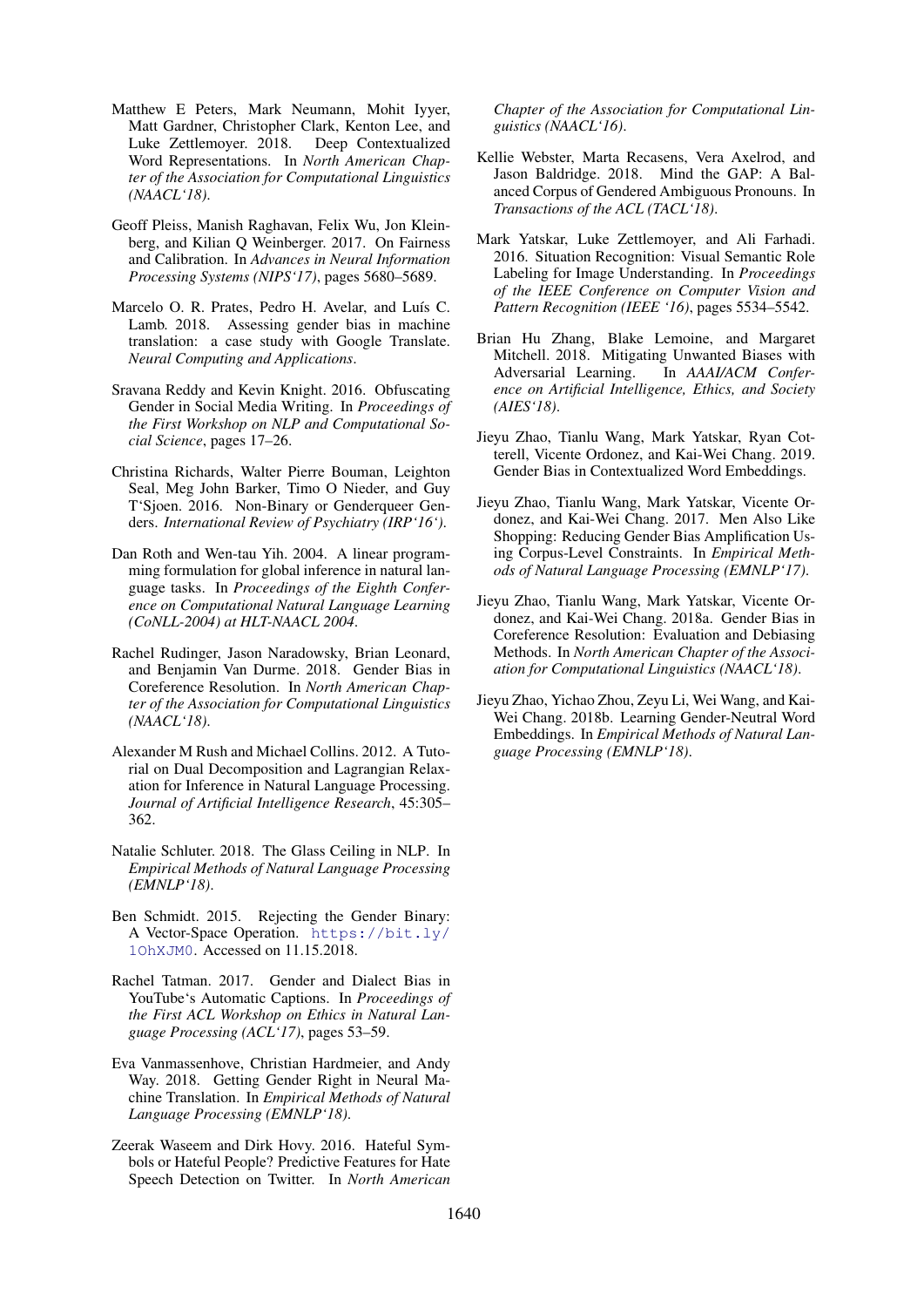Matthew E Peters, Mark Neumann, Mohit Iyyer, Matt Gardner, Christopher Clark, Kenton Lee, and Luke Zettlemoyer. 2018. Deep Contextualized Word Representations. In *North American Chapter of the Association for Computational Linguistics (NAACL'18)*.

Geoff Pleiss, Manish Raghavan, Felix Wu, Jon Kleinberg, and Kilian Q Weinberger. 2017. On Fairness and Calibration. In *Advances in Neural Information Processing Systems (NIPS'17)*, pages 5680–5689.

Marcelo O. R. Prates, Pedro H. Avelar, and Luís C. Lamb. 2018. Assessing gender bias in machine translation: a case study with Google Translate. *Neural Computing and Applications*.

Sravana Reddy and Kevin Knight. 2016. Obfuscating Gender in Social Media Writing. In *Proceedings of the First Workshop on NLP and Computational Social Science*, pages 17–26.

Christina Richards, Walter Pierre Bouman, Leighton Seal, Meg John Barker, Timo O Nieder, and Guy T'Sjoen. 2016. Non-Binary or Genderqueer Genders. *International Review of Psychiatry (IRP'16')*.

Dan Roth and Wen-tau Yih. 2004. A linear programming formulation for global inference in natural language tasks. In *Proceedings of the Eighth Conference on Computational Natural Language Learning (CoNLL-2004) at HLT-NAACL 2004*.

Rachel Rudinger, Jason Naradowsky, Brian Leonard, and Benjamin Van Durme. 2018. Gender Bias in Coreference Resolution. In *North American Chapter of the Association for Computational Linguistics (NAACL'18)*.

Alexander M Rush and Michael Collins. 2012. A Tutorial on Dual Decomposition and Lagrangian Relaxation for Inference in Natural Language Processing. *Journal of Artificial Intelligence Research*, 45:305–362.

Natalie Schluter. 2018. The Glass Ceiling in NLP. In *Empirical Methods of Natural Language Processing (EMNLP'18)*.

Ben Schmidt. 2015. Rejecting the Gender Binary: A Vector-Space Operation. https://bit.ly/1OhXJM0. Accessed on 11.15.2018.

Rachel Tatman. 2017. Gender and Dialect Bias in YouTube's Automatic Captions. In *Proceedings of the First ACL Workshop on Ethics in Natural Language Processing (ACL'17)*, pages 53–59.

Eva Vanmassenhove, Christian Hardmeier, and Andy Way. 2018. Getting Gender Right in Neural Machine Translation. In *Empirical Methods of Natural Language Processing (EMNLP'18)*.

Zeerak Waseem and Dirk Hovy. 2016. Hateful Symbols or Hateful People? Predictive Features for Hate Speech Detection on Twitter. In *North American Chapter of the Association for Computational Linguistics (NAACL'16)*.

Kellie Webster, Marta Recasens, Vera Axelrod, and Jason Baldridge. 2018. Mind the GAP: A Balanced Corpus of Gendered Ambiguous Pronouns. In *Transactions of the ACL (TACL'18)*.

Mark Yatskar, Luke Zettlemoyer, and Ali Farhadi. 2016. Situation Recognition: Visual Semantic Role Labeling for Image Understanding. In *Proceedings of the IEEE Conference on Computer Vision and Pattern Recognition (IEEE '16)*, pages 5534–5542.

Brian Hu Zhang, Blake Lemoine, and Margaret Mitchell. 2018. Mitigating Unwanted Biases with Adversarial Learning. In *AAAI/ACM Conference on Artificial Intelligence, Ethics, and Society (AIES'18)*.

Jieyu Zhao, Tianlu Wang, Mark Yatskar, Ryan Cotterell, Vicente Ordonez, and Kai-Wei Chang. 2019. Gender Bias in Contextualized Word Embeddings.

Jieyu Zhao, Tianlu Wang, Mark Yatskar, Vicente Ordonez, and Kai-Wei Chang. 2017. Men Also Like Shopping: Reducing Gender Bias Amplification Using Corpus-Level Constraints. In *Empirical Methods of Natural Language Processing (EMNLP'17)*.

Jieyu Zhao, Tianlu Wang, Mark Yatskar, Vicente Ordonez, and Kai-Wei Chang. 2018a. Gender Bias in Coreference Resolution: Evaluation and Debiasing Methods. In *North American Chapter of the Association for Computational Linguistics (NAACL'18)*.

Jieyu Zhao, Yichao Zhou, Zeyu Li, Wei Wang, and Kai-Wei Chang. 2018b. Learning Gender-Neutral Word Embeddings. In *Empirical Methods of Natural Language Processing (EMNLP'18)*.